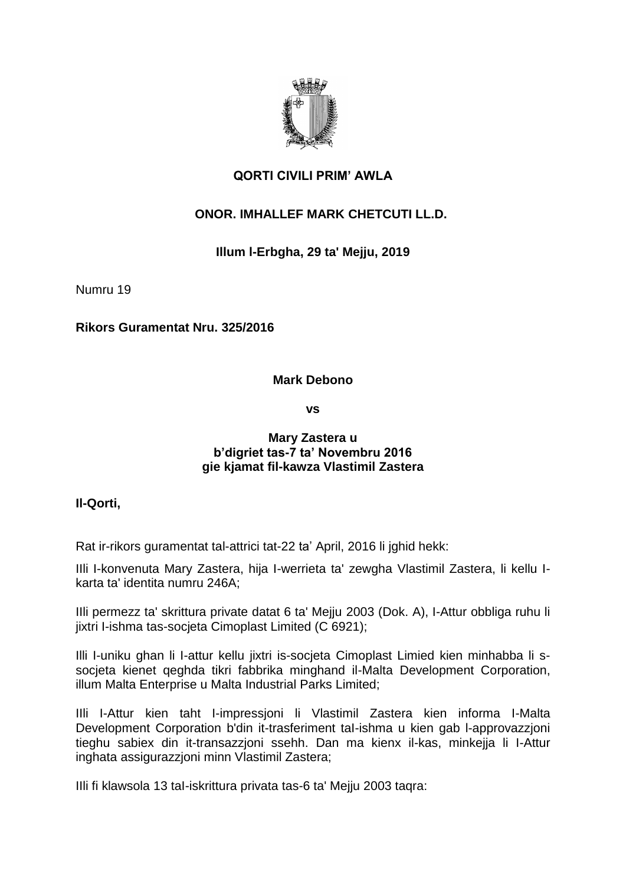**QORTI CIVILI PRIM' AWLA**

**ONOR. IMHALLEF MARK CHETCUTI LL.D.**

**Illum l-Erbgha, 29 ta' Mejju, 2019**

Numru 19

**Rikors Guramentat Nru. 325/2016**

**Mark Debono**

**vs**

**Mary Zastera u**
**b'digriet tas-7 ta' Novembru 2016**
**gie kjamat fil-kawza Vlastimil Zastera**

**Il-Qorti,**

Rat ir-rikors guramentat tal-attrici tat-22 ta' April, 2016 li jghid hekk:

Illi l-konvenuta Mary Zastera, hija l-werrieta ta' zewgha Vlastimil Zastera, li kellu l-karta ta' identita numru 246A;

Illi permezz ta' skrittura private datat 6 ta' Mejju 2003 (Dok. A), l-Attur obbliga ruhu li jixtri l-ishma tas-socjeta Cimoplast Limited (C 6921);

Illi l-uniku ghan li l-attur kellu jixtri is-socjeta Cimoplast Limied kien minhabba li s-socjeta kienet qeghda tikri fabbrika minghand il-Malta Development Corporation, illum Malta Enterprise u Malta Industrial Parks Limited;

Illi l-Attur kien taht l-impressjoni li Vlastimil Zastera kien informa l-Malta Development Corporation b'din it-trasferiment tal-ishma u kien gab l-approvazzjoni tieghu sabiex din it-transazzjoni ssehh. Dan ma kienx il-kas, minkejja li l-Attur inghata assigurazzjoni minn Vlastimil Zastera;

Illi fi klawsola 13 tal-iskrittura privata tas-6 ta' Mejju 2003 taqra: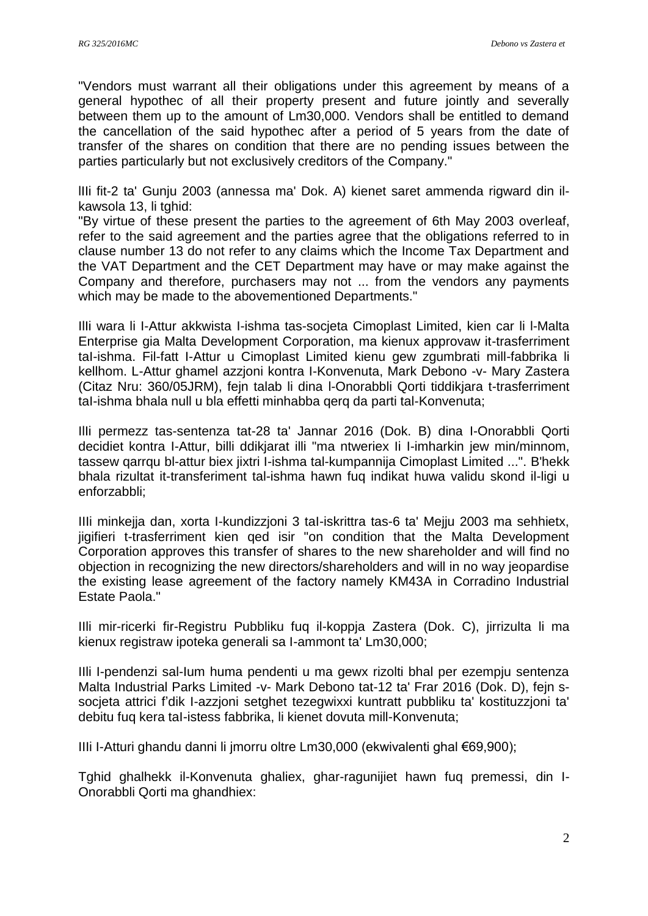"Vendors must warrant all their obligations under this agreement by means of a general hypothec of all their property present and future jointly and severally between them up to the amount of Lm30,000. Vendors shall be entitled to demand the cancellation of the said hypothec after a period of 5 years from the date of transfer of the shares on condition that there are no pending issues between the parties particularly but not exclusively creditors of the Company."

lIli fit-2 ta' Gunju 2003 (annessa ma' Dok. A) kienet saret ammenda rigward din il-kawsola 13, li tghid:

"By virtue of these present the parties to the agreement of 6th May 2003 overleaf, refer to the said agreement and the parties agree that the obligations referred to in clause number 13 do not refer to any claims which the Income Tax Department and the VAT Department and the CET Department may have or may make against the Company and therefore, purchasers may not ... from the vendors any payments which may be made to the abovementioned Departments."

Illi wara li l-Attur akkwista l-ishma tas-socjeta Cimoplast Limited, kien car li l-Malta Enterprise gia Malta Development Corporation, ma kienux approvaw it-trasferriment tal-ishma. Fil-fatt l-Attur u Cimoplast Limited kienu gew zgumbrati mill-fabbrika li kellhom. L-Attur ghamel azzjoni kontra l-Konvenuta, Mark Debono -v- Mary Zastera (Citaz Nru: 360/05JRM), fejn talab li dina l-Onorabbli Qorti tiddikjara t-trasferriment tal-ishma bhala null u bla effetti minhabba qerq da parti tal-Konvenuta;

Illi permezz tas-sentenza tat-28 ta' Jannar 2016 (Dok. B) dina l-Onorabbli Qorti decidiet kontra l-Attur, billi ddikjarat illi "ma ntweriex li l-imharkin jew min/minnom, tassew qarrqu bl-attur biex jixtri l-ishma tal-kumpannija Cimoplast Limited ...". B'hekk bhala rizultat it-transferiment tal-ishma hawn fuq indikat huwa validu skond il-ligi u enforzabbli;

IIli minkejja dan, xorta l-kundizzjoni 3 tal-iskrittra tas-6 ta' Mejju 2003 ma sehhietx, jigifieri t-trasferriment kien qed isir "on condition that the Malta Development Corporation approves this transfer of shares to the new shareholder and will find no objection in recognizing the new directors/shareholders and will in no way jeopardise the existing lease agreement of the factory namely KM43A in Corradino Industrial Estate Paola."

Illi mir-ricerki fir-Registru Pubbliku fuq il-koppja Zastera (Dok. C), jirrizulta li ma kienux registraw ipoteka generali sa l-ammont ta' Lm30,000;

Illi l-pendenzi sal-lum huma pendenti u ma gewx rizolti bhal per ezempju sentenza Malta Industrial Parks Limited -v- Mark Debono tat-12 ta' Frar 2016 (Dok. D), fejn s-socjeta attrici f'dik l-azzjoni setghet tezegwixxi kuntratt pubbliku ta' kostituzzjoni ta' debitu fuq kera tal-istess fabbrika, li kienet dovuta mill-Konvenuta;

IIli l-Atturi ghandu danni li jmorru oltre Lm30,000 (ekwivalenti ghal €69,900);

Tghid ghalhekk il-Konvenuta ghaliex, ghar-ragunijiet hawn fuq premessi, din l-Onorabbli Qorti ma ghandhiex: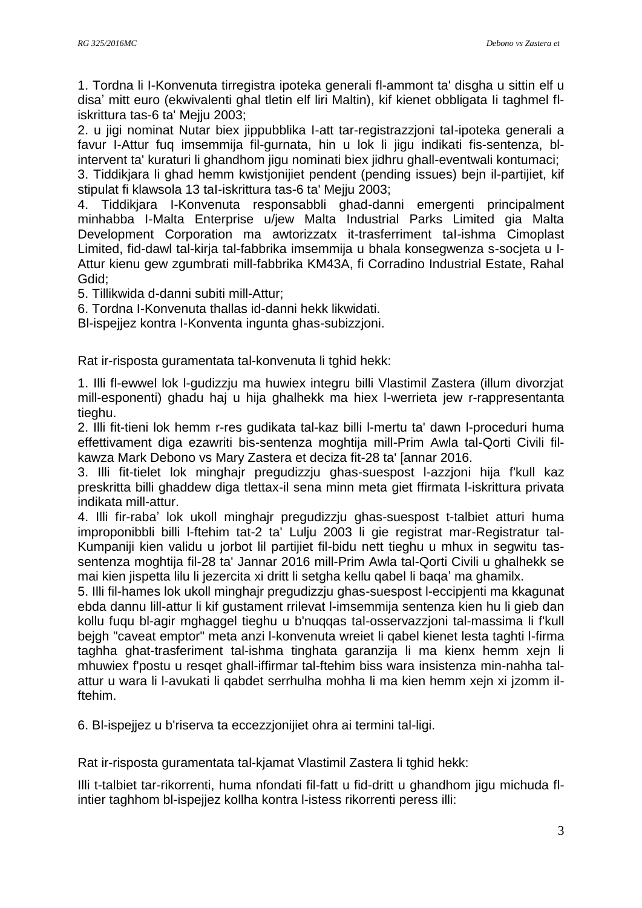1. Tordna li l-Konvenuta tirregistra ipoteka generali fl-ammont ta' disgha u sittin elf u disa' mitt euro (ekwivalenti ghal tletin elf liri Maltin), kif kienet obbligata Ii taghmel fl-iskrittura tas-6 ta' Mejju 2003;

2. u jigi nominat Nutar biex jippubblika l-att tar-registrazzjoni tal-ipoteka generali a favur l-Attur fuq imsemmija fil-gurnata, hin u lok li jigu indikati fis-sentenza, bl-intervent ta' kuraturi li ghandhom jigu nominati biex jidhru ghall-eventwali kontumaci;

3. Tiddikjara li ghad hemm kwistjonijiet pendent (pending issues) bejn il-partijiet, kif stipulat fi klawsola 13 tal-iskrittura tas-6 ta' Mejju 2003;

4. Tiddikjara l-Konvenuta responsabbli ghad-danni emergenti principalment minhabba l-Malta Enterprise u/jew Malta Industrial Parks Limited gia Malta Development Corporation ma awtorizzatx it-trasferriment tal-ishma Cimoplast Limited, fid-dawl tal-kirja tal-fabbrika imsemmija u bhala konsegwenza s-socjeta u l-Attur kienu gew zgumbrati mill-fabbrika KM43A, fi Corradino Industrial Estate, Rahal Gdid;

5. Tillikwida d-danni subiti mill-Attur;

6. Tordna l-Konvenuta thallas id-danni hekk likwidati.

Bl-ispejjez kontra l-Konventa ingunta ghas-subizzjoni.

Rat ir-risposta guramentata tal-konvenuta li tghid hekk:

1. Illi fl-ewwel lok l-gudizzju ma huwiex integru billi Vlastimil Zastera (illum divorzjat mill-esponenti) ghadu haj u hija ghalhekk ma hiex l-werrieta jew r-rappresentanta tieghu.

2. Illi fit-tieni lok hemm r-res gudikata tal-kaz billi l-mertu ta' dawn l-proceduri huma effettivament diga ezawriti bis-sentenza moghtija mill-Prim Awla tal-Qorti Civili fil-kawza Mark Debono vs Mary Zastera et deciza fit-28 ta' [annar 2016.

3. Illi fit-tielet lok minghajr pregudizzju ghas-suespost l-azzjoni hija f'kull kaz preskritta billi ghaddew diga tlettax-il sena minn meta giet ffirmata l-iskrittura privata indikata mill-attur.

4. Illi fir-raba' lok ukoll minghajr pregudizzju ghas-suespost t-talbiet atturi huma improponibbli billi l-ftehim tat-2 ta' Lulju 2003 li gie registrat mar-Registratur tal-Kumpaniji kien validu u jorbot lil partijiet fil-bidu nett tieghu u mhux in segwitu tas-sentenza moghtija fil-28 ta' Jannar 2016 mill-Prim Awla tal-Qorti Civili u ghalhekk se mai kien jispetta lilu li jezercita xi dritt li setgha kellu qabel li baqa' ma ghamilx.

5. Illi fil-hames lok ukoll minghajr pregudizzju ghas-suespost l-eccipjenti ma kkagunat ebda dannu lill-attur li kif gustament rrilevat l-imsemmija sentenza kien hu li gieb dan kollu fuqu bl-agir mghaggel tieghu u b'nuqqas tal-osservazzjoni tal-massima li f'kull bejgh "caveat emptor" meta anzi l-konvenuta wreiet li qabel kienet lesta taghti l-firma taghha ghat-trasferiment tal-ishma tinghata garanzija li ma kienx hemm xejn li mhuwiex f'postu u resqet ghall-iffirmar tal-ftehim biss wara insistenza min-nahha tal-attur u wara li l-avukati li qabdet serrhulha mohha li ma kien hemm xejn xi jzomm il-ftehim.

6. Bl-ispejjez u b'riserva ta eccezzjonijiet ohra ai termini tal-ligi.

Rat ir-risposta guramentata tal-kjamat Vlastimil Zastera li tghid hekk:

Illi t-talbiet tar-rikorrenti, huma nfondati fil-fatt u fid-dritt u ghandhom jigu michuda fl-intier taghhom bl-ispejjez kollha kontra l-istess rikorrenti peress illi: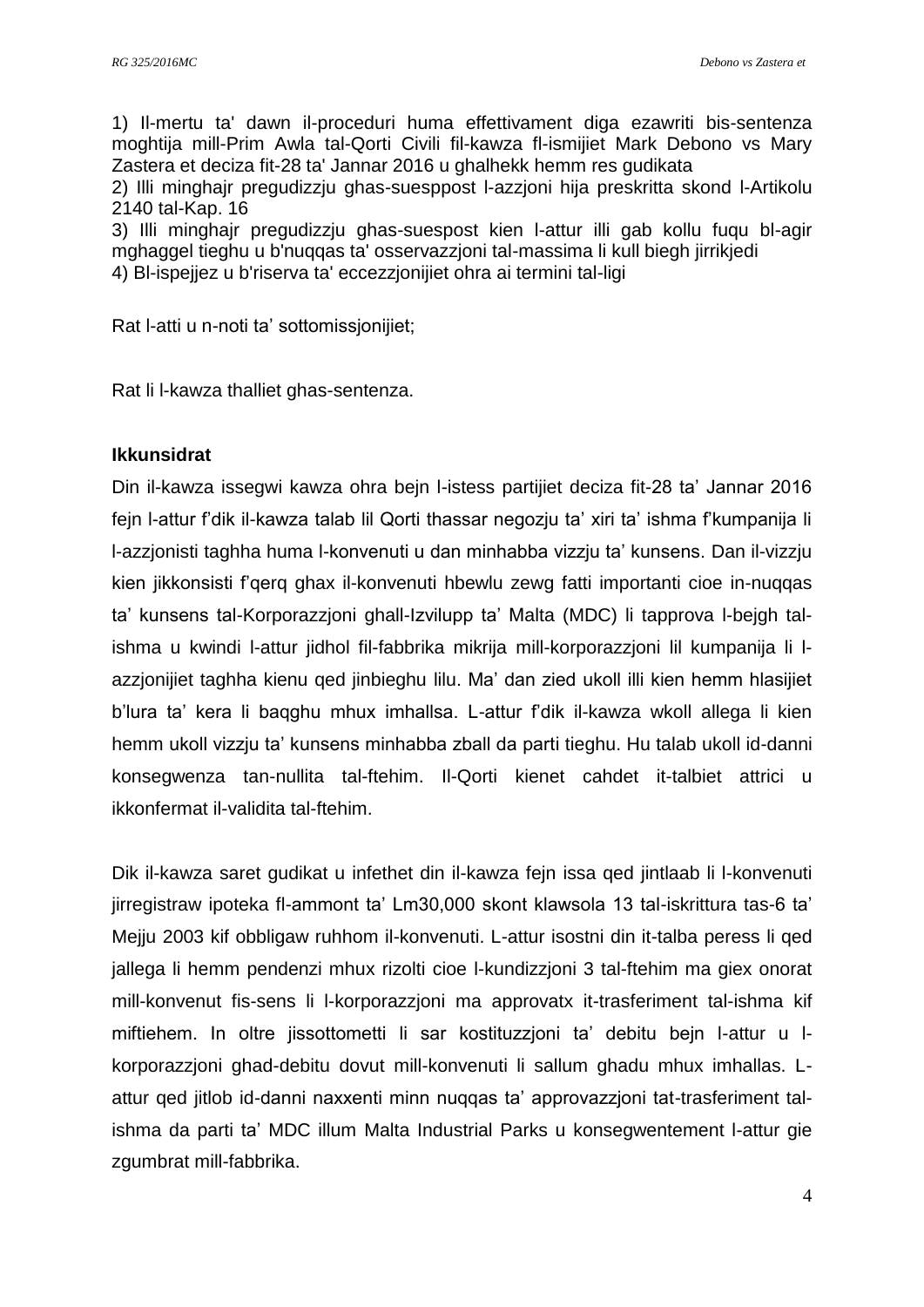1) Il-mertu ta' dawn il-proceduri huma effettivament diga ezawriti bis-sentenza moghtija mill-Prim Awla tal-Qorti Civili fil-kawza fl-ismijiet Mark Debono vs Mary Zastera et deciza fit-28 ta' Jannar 2016 u ghalhekk hemm res gudikata
2) Illi minghajr pregudizzju ghas-suesppost l-azzjoni hija preskritta skond l-Artikolu 2140 tal-Kap. 16
3) Illi minghajr pregudizzju ghas-suespost kien l-attur illi gab kollu fuqu bl-agir mghaggel tieghu u b'nuqqas ta' osservazzjoni tal-massima li kull biegh jirrikjedi
4) Bl-ispejjez u b'riserva ta' eccezzjonijiet ohra ai termini tal-ligi

Rat l-atti u n-noti ta' sottomissjonijiet;

Rat li l-kawza thalliet ghas-sentenza.

**Ikkunsidrat**

Din il-kawza issegwi kawza ohra bejn l-istess partijiet deciza fit-28 ta' Jannar 2016 fejn l-attur f'dik il-kawza talab lil Qorti thassar negozju ta' xiri ta' ishma f'kumpanija li l-azzjonisti taghha huma l-konvenuti u dan minhabba vizzju ta' kunsens. Dan il-vizzju kien jikkonsisti f'qerq ghax il-konvenuti hbewlu zewg fatti importanti cioe in-nuqqas ta' kunsens tal-Korporazzjoni ghall-Izvilupp ta' Malta (MDC) li tapprova l-bejgh tal-ishma u kwindi l-attur jidhol fil-fabbrika mikrija mill-korporazzjoni lil kumpanija li l-azzjonijiet taghha kienu qed jinbieghu lilu. Ma' dan zied ukoll illi kien hemm hlasijiet b'lura ta' kera li baqghu mhux imhallsa. L-attur f'dik il-kawza wkoll allega li kien hemm ukoll vizzju ta' kunsens minhabba zball da parti tieghu. Hu talab ukoll id-danni konsegwenza tan-nullita tal-ftehim. Il-Qorti kienet cahdet it-talbiet attrici u ikkonfermat il-validita tal-ftehim.

Dik il-kawza saret gudikat u infethet din il-kawza fejn issa qed jintlaab li l-konvenuti jirregistraw ipoteka fl-ammont ta' Lm30,000 skont klawsola 13 tal-iskrittura tas-6 ta' Mejju 2003 kif obbligaw ruhhom il-konvenuti. L-attur isostni din it-talba peress li qed jallega li hemm pendenzi mhux rizolti cioe l-kundizzjoni 3 tal-ftehim ma giex onorat mill-konvenut fis-sens li l-korporazzjoni ma approvatx it-trasferiment tal-ishma kif miftiehem. In oltre jissottometti li sar kostituzzjoni ta' debitu bejn l-attur u l-korporazzjoni ghad-debitu dovut mill-konvenuti li sallum ghadu mhux imhallas. L-attur qed jitlob id-danni naxxenti minn nuqqas ta' approvazzjoni tat-trasferiment tal-ishma da parti ta' MDC illum Malta Industrial Parks u konsegwentement l-attur gie zgumbrat mill-fabbrika.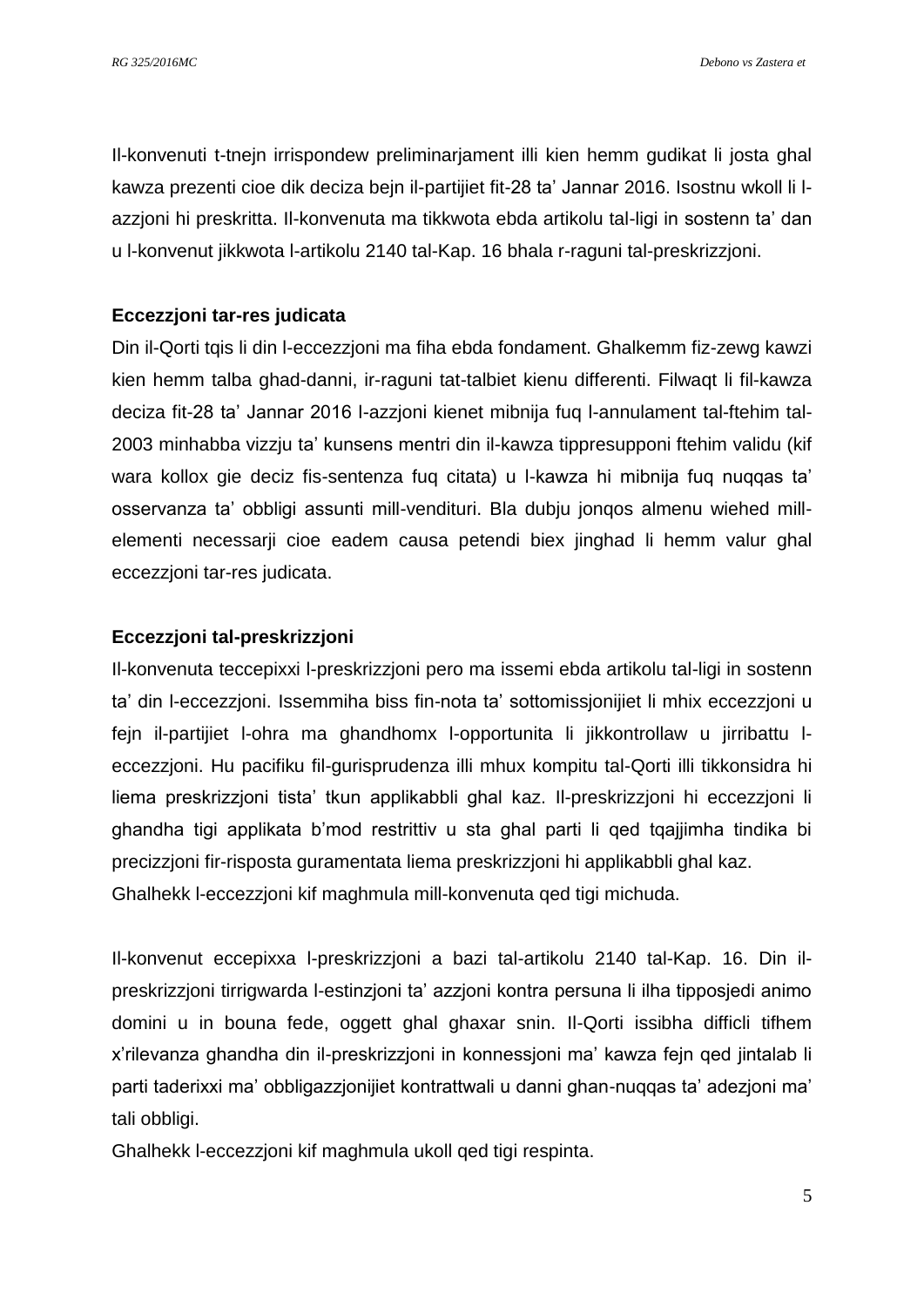Il-konvenuti t-tnejn irrispondew preliminarjament illi kien hemm gudikat li josta ghal kawza prezenti cioe dik deciza bejn il-partijiet fit-28 ta' Jannar 2016. Isostnu wkoll li l-azzjoni hi preskritta. Il-konvenuta ma tikkwota ebda artikolu tal-ligi in sostenn ta' dan u l-konvenut jikkwota l-artikolu 2140 tal-Kap. 16 bhala r-raguni tal-preskrizzjoni.

**Eccezzjoni tar-res judicata**

Din il-Qorti tqis li din l-eccezzjoni ma fiha ebda fondament. Ghalkemm fiz-zewg kawzi kien hemm talba ghad-danni, ir-raguni tat-talbiet kienu differenti. Filwaqt li fil-kawza deciza fit-28 ta' Jannar 2016 l-azzjoni kienet mibnija fuq l-annulament tal-ftehim tal-2003 minhabba vizzju ta' kunsens mentri din il-kawza tippresupponi ftehim validu (kif wara kollox gie deciz fis-sentenza fuq citata) u l-kawza hi mibnija fuq nuqqas ta' osservanza ta' obbligi assunti mill-vendituri. Bla dubju jonqos almenu wiehed mill-elementi necessarji cioe eadem causa petendi biex jinghad li hemm valur ghal eccezzjoni tar-res judicata.

**Eccezzjoni tal-preskrizzjoni**

Il-konvenuta teccepixxi l-preskrizzjoni pero ma issemi ebda artikolu tal-ligi in sostenn ta' din l-eccezzjoni. Issemmiha biss fin-nota ta' sottomissjonijiet li mhix eccezzjoni u fejn il-partijiet l-ohra ma ghandhomx l-opportunita li jikkontrollaw u jirribattu l-eccezzjoni. Hu pacifiku fil-gurisprudenza illi mhux kompitu tal-Qorti illi tikkonsidra hi liema preskrizzjoni tista' tkun applikabbli ghal kaz. Il-preskrizzjoni hi eccezzjoni li ghandha tigi applikata b'mod restrittiv u sta ghal parti li qed tqajjimha tindika bi precizzjoni fir-risposta guramentata liema preskrizzjoni hi applikabbli ghal kaz.
Ghalhekk l-eccezzjoni kif maghmula mill-konvenuta qed tigi michuda.

Il-konvenut eccepixxa l-preskrizzjoni a bazi tal-artikolu 2140 tal-Kap. 16. Din il-preskrizzjoni tirrigwarda l-estinzjoni ta' azzjoni kontra persuna li ilha tipposjedi animo domini u in bouna fede, oggett ghal ghaxar snin. Il-Qorti issibha difficli tifhem x'rilevanza ghandha din il-preskrizzjoni in konnessjoni ma' kawza fejn qed jintalab li parti taderixxi ma' obbligazzjonijiet kontrattwali u danni ghan-nuqqas ta' adezjoni ma' tali obbligi.
Ghalhekk l-eccezzjoni kif maghmula ukoll qed tigi respinta.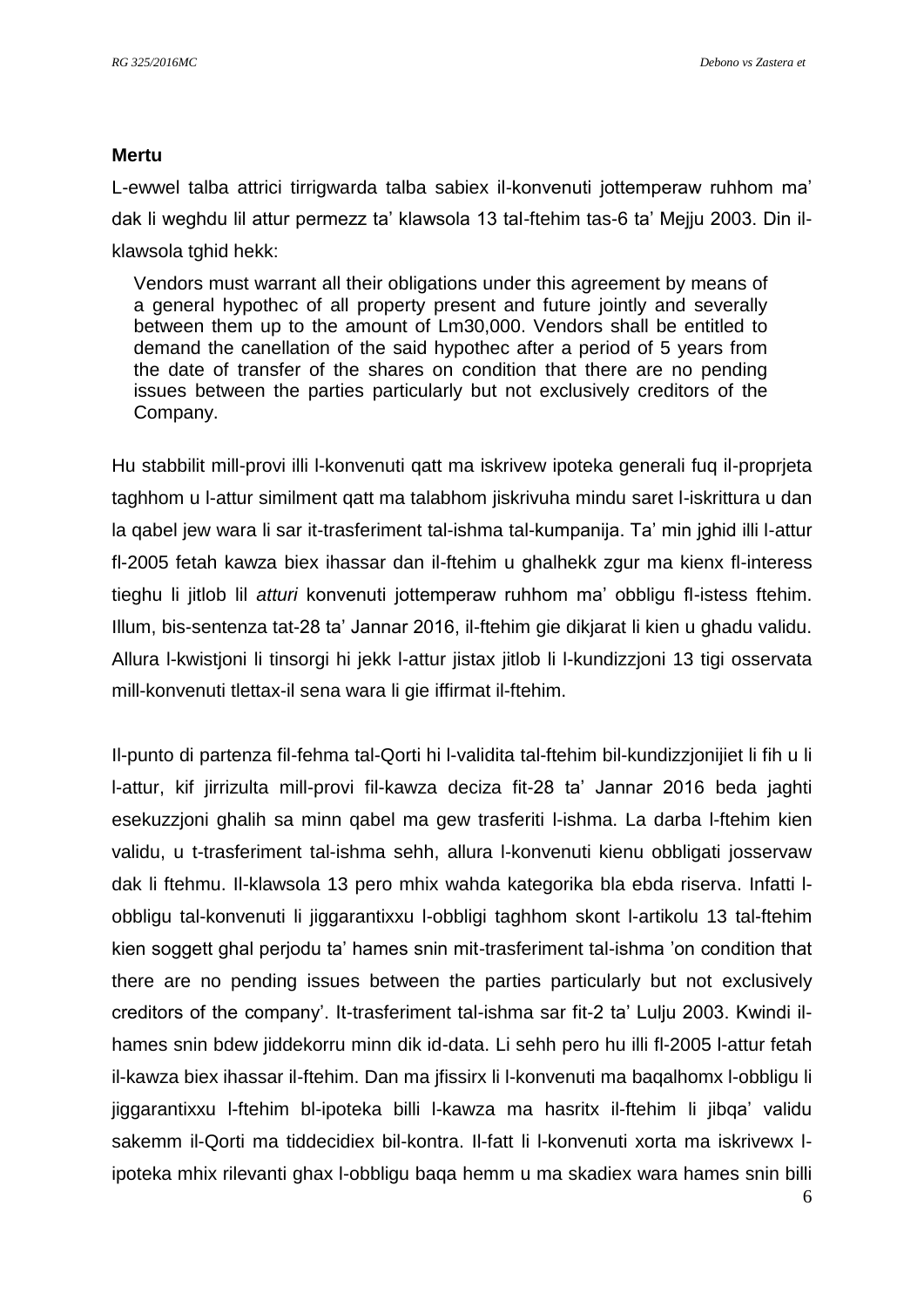**Mertu**

L-ewwel talba attrici tirrigwarda talba sabiex il-konvenuti jottemperaw ruhhom ma' dak li weghdu lil attur permezz ta' klawsola 13 tal-ftehim tas-6 ta' Mejju 2003. Din il-klawsola tghid hekk:

> Vendors must warrant all their obligations under this agreement by means of a general hypothec of all property present and future jointly and severally between them up to the amount of Lm30,000. Vendors shall be entitled to demand the canellation of the said hypothec after a period of 5 years from the date of transfer of the shares on condition that there are no pending issues between the parties particularly but not exclusively creditors of the Company.

Hu stabbilit mill-provi illi l-konvenuti qatt ma iskrivew ipoteka generali fuq il-proprjeta taghhom u l-attur similment qatt ma talabhom jiskrivuha mindu saret l-iskrittura u dan la qabel jew wara li sar it-trasferiment tal-ishma tal-kumpanija. Ta' min jghid illi l-attur fl-2005 fetah kawza biex ihassar dan il-ftehim u ghalhekk zgur ma kienx fl-interess tieghu li jitlob lil *atturi* konvenuti jottemperaw ruhhom ma' obbligu fl-istess ftehim. Illum, bis-sentenza tat-28 ta' Jannar 2016, il-ftehim gie dikjarat li kien u ghadu validu. Allura l-kwistjoni li tinsorgi hi jekk l-attur jistax jitlob li l-kundizzjoni 13 tigi osservata mill-konvenuti tlettax-il sena wara li gie iffirmat il-ftehim.

Il-punto di partenza fil-fehma tal-Qorti hi l-validita tal-ftehim bil-kundizzjonijiet li fih u li l-attur, kif jirrizulta mill-provi fil-kawza deciza fit-28 ta' Jannar 2016 beda jaghti esekuzzjoni ghalih sa minn qabel ma gew trasferiti l-ishma. La darba l-ftehim kien validu, u t-trasferiment tal-ishma sehh, allura l-konvenuti kienu obbligati josservaw dak li ftehmu. Il-klawsola 13 pero mhix wahda kategorika bla ebda riserva. Infatti l-obbligu tal-konvenuti li jiggarantixxu l-obbligi taghhom skont l-artikolu 13 tal-ftehim kien soggett ghal perjodu ta' hames snin mit-trasferiment tal-ishma 'on condition that there are no pending issues between the parties particularly but not exclusively creditors of the company'. It-trasferiment tal-ishma sar fit-2 ta' Lulju 2003. Kwindi il-hames snin bdew jiddekorru minn dik id-data. Li sehh pero hu illi fl-2005 l-attur fetah il-kawza biex ihassar il-ftehim. Dan ma jfissirx li l-konvenuti ma baqalhomx l-obbligu li jiggarantixxu l-ftehim bl-ipoteka billi l-kawza ma hasritx il-ftehim li jibqa' validu sakemm il-Qorti ma tiddecidiex bil-kontra. Il-fatt li l-konvenuti xorta ma iskrivewx l-ipoteka mhix rilevanti ghax l-obbligu baqa hemm u ma skadiex wara hames snin billi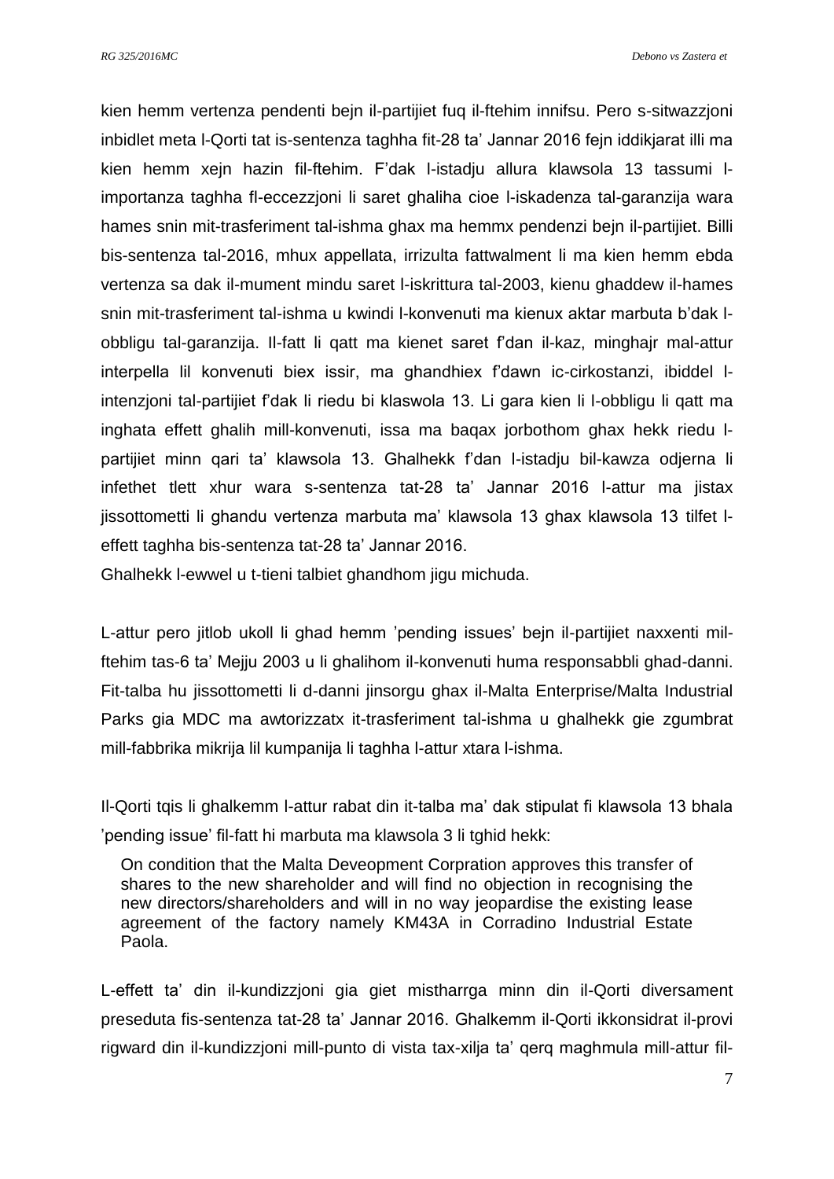kien hemm vertenza pendenti bejn il-partijiet fuq il-ftehim innifsu. Pero s-sitwazzjoni inbidlet meta l-Qorti tat is-sentenza taghha fit-28 ta' Jannar 2016 fejn iddikjarat illi ma kien hemm xejn hazin fil-ftehim. F'dak l-istadju allura klawsola 13 tassumi l-importanza taghha fl-eccezzjoni li saret ghaliha cioe l-iskadenza tal-garanzija wara hames snin mit-trasferiment tal-ishma ghax ma hemmx pendenzi bejn il-partijiet. Billi bis-sentenza tal-2016, mhux appellata, irrizulta fattwalment li ma kien hemm ebda vertenza sa dak il-mument mindu saret l-iskrittura tal-2003, kienu ghaddew il-hames snin mit-trasferiment tal-ishma u kwindi l-konvenuti ma kienux aktar marbuta b'dak l-obbligu tal-garanzija. Il-fatt li qatt ma kienet saret f'dan il-kaz, minghajr mal-attur interpella lil konvenuti biex issir, ma ghandhiex f'dawn ic-cirkostanzi, ibiddel l-intenzjoni tal-partijiet f'dak li riedu bi klaswola 13. Li gara kien li l-obbligu li qatt ma inghata effett ghalih mill-konvenuti, issa ma baqax jorbothom ghax hekk riedu l-partijiet minn qari ta' klawsola 13. Ghalhekk f'dan l-istadju bil-kawza odjerna li infethet tlett xhur wara s-sentenza tat-28 ta' Jannar 2016 l-attur ma jistax jissottometti li ghandu vertenza marbuta ma' klawsola 13 ghax klawsola 13 tilfet l-effett taghha bis-sentenza tat-28 ta' Jannar 2016.

Ghalhekk l-ewwel u t-tieni talbiet ghandhom jigu michuda.

L-attur pero jitlob ukoll li ghad hemm 'pending issues' bejn il-partijiet naxxenti mil-ftehim tas-6 ta' Mejju 2003 u li ghalihom il-konvenuti huma responsabbli ghad-danni. Fit-talba hu jissottometti li d-danni jinsorgu ghax il-Malta Enterprise/Malta Industrial Parks gia MDC ma awtorizzatx it-trasferiment tal-ishma u ghalhekk gie zgumbrat mill-fabbrika mikrija lil kumpanija li taghha l-attur xtara l-ishma.

Il-Qorti tqis li ghalkemm l-attur rabat din it-talba ma' dak stipulat fi klawsola 13 bhala 'pending issue' fil-fatt hi marbuta ma klawsola 3 li tghid hekk:

> On condition that the Malta Deveopment Corpration approves this transfer of shares to the new shareholder and will find no objection in recognising the new directors/shareholders and will in no way jeopardise the existing lease agreement of the factory namely KM43A in Corradino Industrial Estate Paola.

L-effett ta' din il-kundizzjoni gia giet mistharrga minn din il-Qorti diversament preseduta fis-sentenza tat-28 ta' Jannar 2016. Ghalkemm il-Qorti ikkonsidrat il-provi rigward din il-kundizzjoni mill-punto di vista tax-xilja ta' qerq maghmula mill-attur fil-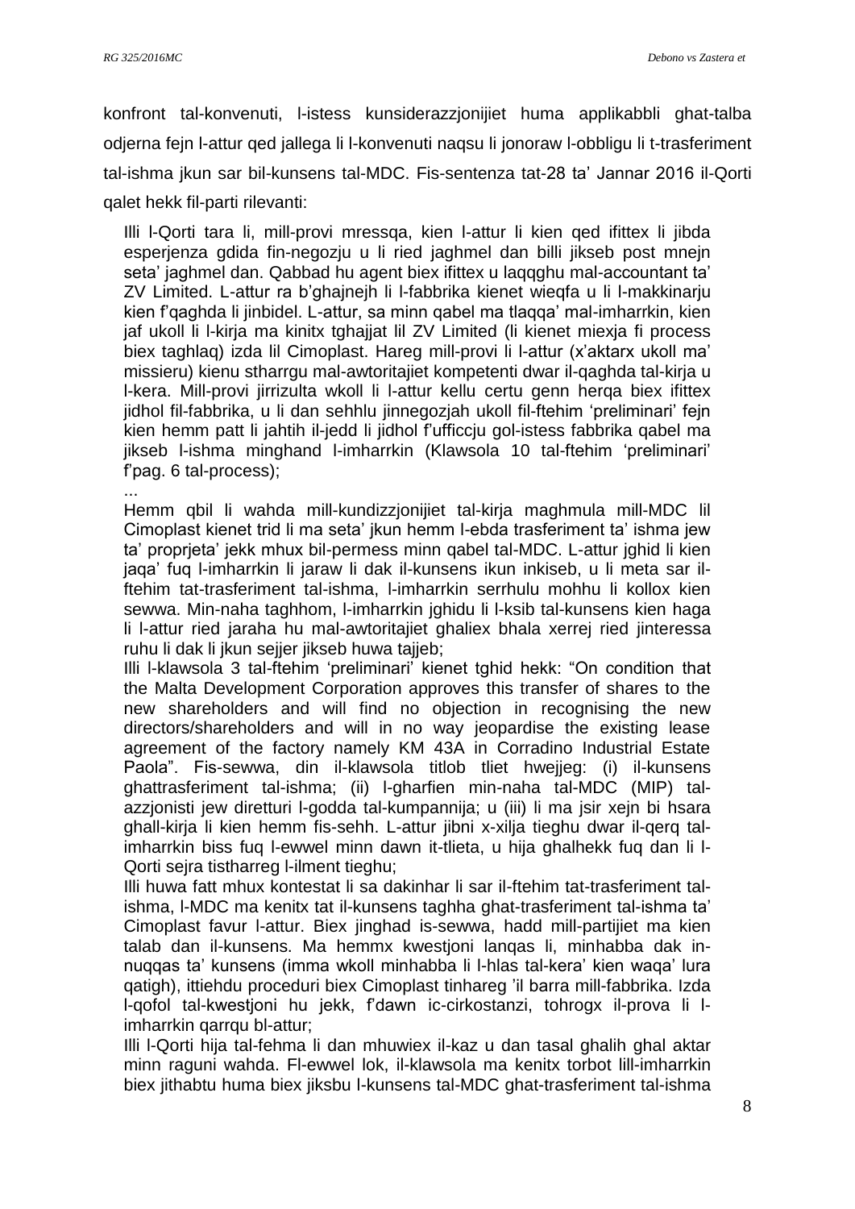konfront tal-konvenuti, l-istess kunsiderazzjonijiet huma applikabbli għat-talba odjerna fejn l-attur qed jallega li l-konvenuti naqsu li jonoraw l-obbligu li t-trasferiment tal-ishma jkun sar bil-kunsens tal-MDC. Fis-sentenza tat-28 ta' Jannar 2016 il-Qorti qalet hekk fil-parti rilevanti:

> Illi l-Qorti tara li, mill-provi mressqa, kien l-attur li kien qed ifittex li jibda esperjenza gdida fin-negozju u li ried jagħmel dan billi jikseb post mnejn seta' jagħmel dan. Qabbad hu agent biex ifittex u laqqgħu mal-accountant ta' ZV Limited. L-attur ra b'għajnejh li l-fabbrika kienet wieqfa u li l-makkinarju kien f'qagħda li jinbidel. L-attur, sa minn qabel ma tlaqqa' mal-imħarrkin, kien jaf ukoll li l-kirja ma kinitx tgħajjat lil ZV Limited (li kienet miexja fi process biex tagħlaq) izda lil Cimoplast. Hareg mill-provi li l-attur (x'aktarx ukoll ma' missieru) kienu stħarrgu mal-awtoritajiet kompetenti dwar il-qagħda tal-kirja u l-kera. Mill-provi jirrizulta wkoll li l-attur kellu certu genn herqa biex ifittex jidħol fil-fabbrika, u li dan seħħlu jinnegozjah ukoll fil-ftehim 'preliminari' fejn kien hemm patt li jaħtih il-jedd li jidħol f'ufficcju gol-istess fabbrika qabel ma jikseb l-ishma mingħand l-imħarrkin (Klawsola 10 tal-ftehim 'preliminari' f'pag. 6 tal-process);
>
> ...
>
> Hemm qbil li waħda mill-kundizzjonijiet tal-kirja magħmula mill-MDC lil Cimoplast kienet trid li ma seta' jkun hemm l-ebda trasferiment ta' ishma jew ta' proprjeta' jekk mhux bil-permess minn qabel tal-MDC. L-attur jgħid li kien jaqa' fuq l-imħarrkin li jaraw li dak il-kunsens ikun inkiseb, u li meta sar il-ftehim tat-trasferiment tal-ishma, l-imħarrkin serrħulu moħħu li kollox kien sewwa. Min-naħa tagħhom, l-imħarrkin jgħidu li l-ksib tal-kunsens kien ħaġa li l-attur ried jaraha hu mal-awtoritajiet għaliex bħala xerrej ried jinteressa ruħu li dak li jkun sejjer jikseb huwa tajjeb;
>
> Illi l-klawsola 3 tal-ftehim 'preliminari' kienet tgħid hekk: "On condition that the Malta Development Corporation approves this transfer of shares to the new shareholders and will find no objection in recognising the new directors/shareholders and will in no way jeopardise the existing lease agreement of the factory namely KM 43A in Corradino Industrial Estate Paola". Fis-sewwa, din il-klawsola titlob tliet ħwejjeg: (i) il-kunsens għattrasferiment tal-ishma; (ii) l-għarfien min-naħa tal-MDC (MIP) tal-azzjonisti jew diretturi l-godda tal-kumpannija; u (iii) li ma jsir xejn bi ħsara għall-kirja li kien hemm fis-seħħ. L-attur jibni x-xilja tiegħu dwar il-qerq tal-imħarrkin biss fuq l-ewwel minn dawn it-tlieta, u hija għalhekk fuq dan li l-Qorti sejra tistħarreg l-ilment tiegħu;
>
> Illi huwa fatt mhux kontestat li sa dakinhar li sar il-ftehim tat-trasferiment tal-ishma, l-MDC ma kenitx tat il-kunsens tagħha għat-trasferiment tal-ishma ta' Cimoplast favur l-attur. Biex jingħad is-sewwa, ħadd mill-partijiet ma kien talab dan il-kunsens. Ma hemmx kwestjoni lanqas li, minħabba dak in-nuqqas ta' kunsens (imma wkoll minħabba li l-ħlas tal-kera' kien waqa' lura qatigħ), ittieħdu proceduri biex Cimoplast tinħareg 'il barra mill-fabbrika. Izda l-qofol tal-kwestjoni hu jekk, f'dawn ic-cirkostanzi, toħrogx il-prova li l-imħarrkin qarrqu bl-attur;
>
> Illi l-Qorti hija tal-fehma li dan mhuwiex il-kaz u dan tasal għalih għal aktar minn raguni waħda. Fl-ewwel lok, il-klawsola ma kenitx torbot lill-imħarrkin biex jitħabtu huma biex jiksbu l-kunsens tal-MDC għat-trasferiment tal-ishma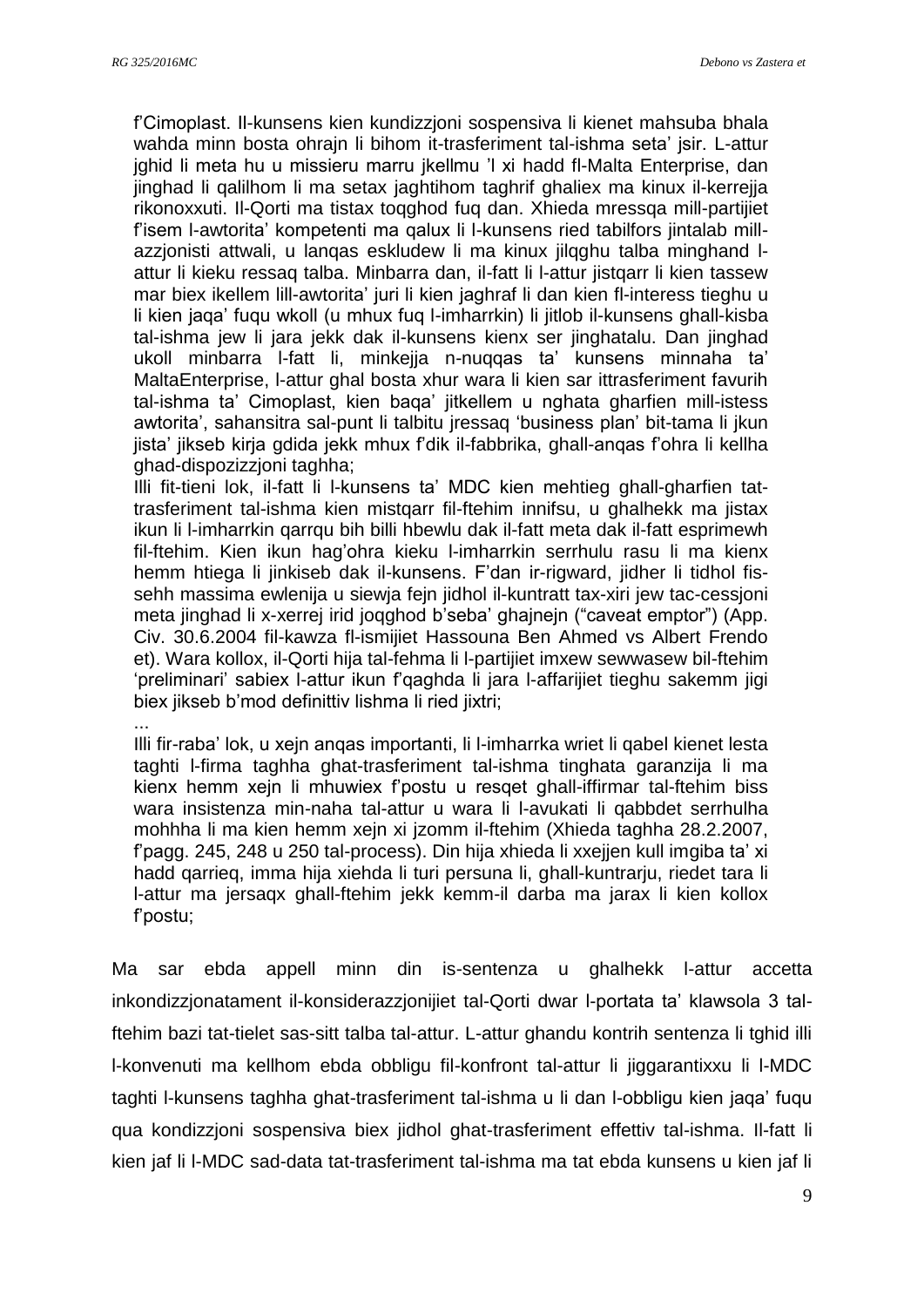f'Cimoplast. Il-kunsens kien kundizzjoni sospensiva li kienet mahsuba bhala wahda minn bosta ohrajn li bihom it-trasferiment tal-ishma seta' jsir. L-attur jghid li meta hu u missieru marru jkellmu 'l xi hadd fl-Malta Enterprise, dan jinghad li qalilhom li ma setax jaghtihom taghrif ghaliex ma kinux il-kerrejja rikonoxxuti. Il-Qorti ma tistax toqghod fuq dan. Xhieda mressqa mill-partijiet f'isem l-awtorita' kompetenti ma qalux li l-kunsens ried tabilfors jintalab mill-azzjonisti attwali, u lanqas eskludew li ma kinux jilqghu talba minghand l-attur li kieku ressaq talba. Minbarra dan, il-fatt li l-attur jistqarr li kien tassew mar biex ikellem lill-awtorita' juri li kien jaghraf li dan kien fl-interess tieghu u li kien jaqa' fuqu wkoll (u mhux fuq l-imharrkin) li jitlob il-kunsens ghall-kisba tal-ishma jew li jara jekk dak il-kunsens kienx ser jinghatalu. Dan jinghad ukoll minbarra l-fatt li, minkejja n-nuqqas ta' kunsens minnaha ta' MaltaEnterprise, l-attur ghal bosta xhur wara li kien sar ittrasferiment favurih tal-ishma ta' Cimoplast, kien baqa' jitkellem u nghata gharfien mill-istess awtorita', sahansitra sal-punt li talbitu jressaq 'business plan' bit-tama li jkun jista' jikseb kirja gdida jekk mhux f'dik il-fabbrika, ghall-anqas f'ohra li kellha ghad-dispozizzjoni taghha;

Illi fit-tieni lok, il-fatt li l-kunsens ta' MDC kien mehtieg ghall-gharfien tat-trasferiment tal-ishma kien mistqarr fil-ftehim innifsu, u ghalhekk ma jistax ikun li l-imharrkin qarrqu bih billi hbewlu dak il-fatt meta dak il-fatt esprimewh fil-ftehim. Kien ikun hag'ohra kieku l-imharrkin serrhulu rasu li ma kienx hemm htiega li jinkiseb dak il-kunsens. F'dan ir-rigward, jidher li tidhol fis-sehh massima ewlenija u siewja fejn jidhol il-kuntratt tax-xiri jew tac-cessjoni meta jinghad li x-xerrej irid joqghod b'seba' ghajnejn ("caveat emptor") (App. Civ. 30.6.2004 fil-kawza fl-ismijiet Hassouna Ben Ahmed vs Albert Frendo et). Wara kollox, il-Qorti hija tal-fehma li l-partijiet imxew sewwasew bil-ftehim 'preliminari' sabiex l-attur ikun f'qaghda li jara l-affarijiet tieghu sakemm jigi biex jikseb b'mod definittiv lishma li ried jixtri;

...

Illi fir-raba' lok, u xejn anqas importanti, li l-imharrka wriet li qabel kienet lesta taghti l-firma taghha ghat-trasferiment tal-ishma tinghata garanzija li ma kienx hemm xejn li mhuwiex f'postu u resqet ghall-iffirmar tal-ftehim biss wara insistenza min-naha tal-attur u wara li l-avukati li qabbdet serrhulha mohhha li ma kien hemm xejn xi jzomm il-ftehim (Xhieda taghha 28.2.2007, f'pagg. 245, 248 u 250 tal-process). Din hija xhieda li xxejjen kull imgiba ta' xi hadd qarrieq, imma hija xiehda li turi persuna li, ghall-kuntrarju, riedet tara li l-attur ma jersaqx ghall-ftehim jekk kemm-il darba ma jarax li kien kollox f'postu;

Ma sar ebda appell minn din is-sentenza u ghalhekk l-attur accetta inkondizzjonatament il-konsiderazzjonijiet tal-Qorti dwar l-portata ta' klawsola 3 tal-ftehim bazi tat-tielet sas-sitt talba tal-attur. L-attur ghandu kontrih sentenza li tghid illi l-konvenuti ma kellhom ebda obbligu fil-konfront tal-attur li jiggarantixxu li l-MDC taghti l-kunsens taghha ghat-trasferiment tal-ishma u li dan l-obbligu kien jaqa' fuqu qua kondizzjoni sospensiva biex jidhol ghat-trasferiment effettiv tal-ishma. Il-fatt li kien jaf li l-MDC sad-data tat-trasferiment tal-ishma ma tat ebda kunsens u kien jaf li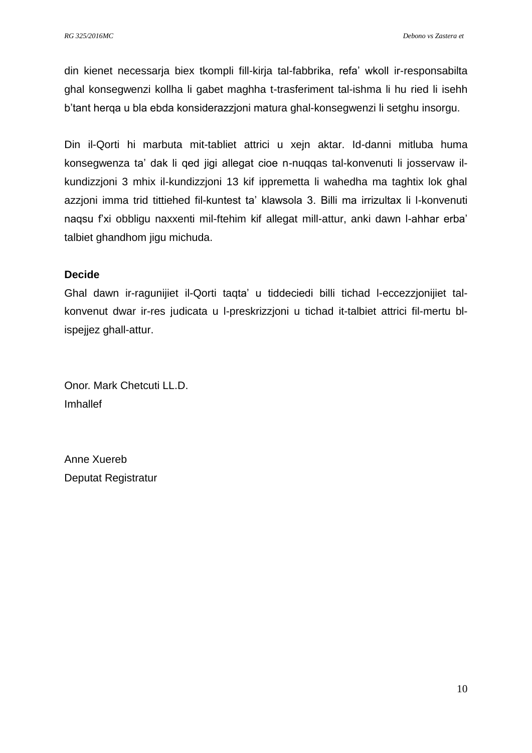din kienet necessarja biex tkompli fill-kirja tal-fabbrika, refa' wkoll ir-responsabilta ghal konsegwenzi kollha li gabet maghha t-trasferiment tal-ishma li hu ried li isehh b'tant herqa u bla ebda konsiderazzjoni matura ghal-konsegwenzi li setghu insorgu.

Din il-Qorti hi marbuta mit-tabliet attrici u xejn aktar. Id-danni mitluba huma konsegwenza ta' dak li qed jigi allegat cioe n-nuqqas tal-konvenuti li josservaw il-kundizzjoni 3 mhix il-kundizzjoni 13 kif eppremetta li wahedha ma taghtix lok ghal azzjoni imma trid tittiehed fil-kuntest ta' klawsola 3. Billi ma irrizultax li l-konvenuti naqsu f'xi obbligu naxxenti mil-ftehim kif allegat mill-attur, anki dawn l-ahhar erba' talbiet ghandhom jigu michuda.

**Decide**

Ghal dawn ir-ragunijiet il-Qorti taqta' u tiddeciedi billi tichad l-eccezzjonijiet tal-konvenut dwar ir-res judicata u l-preskrizzjoni u tichad it-talbiet attrici fil-mertu bl-ispejjez ghall-attur.

Onor. Mark Chetcuti LL.D.
Imhallef

Anne Xuereb
Deputat Registratur